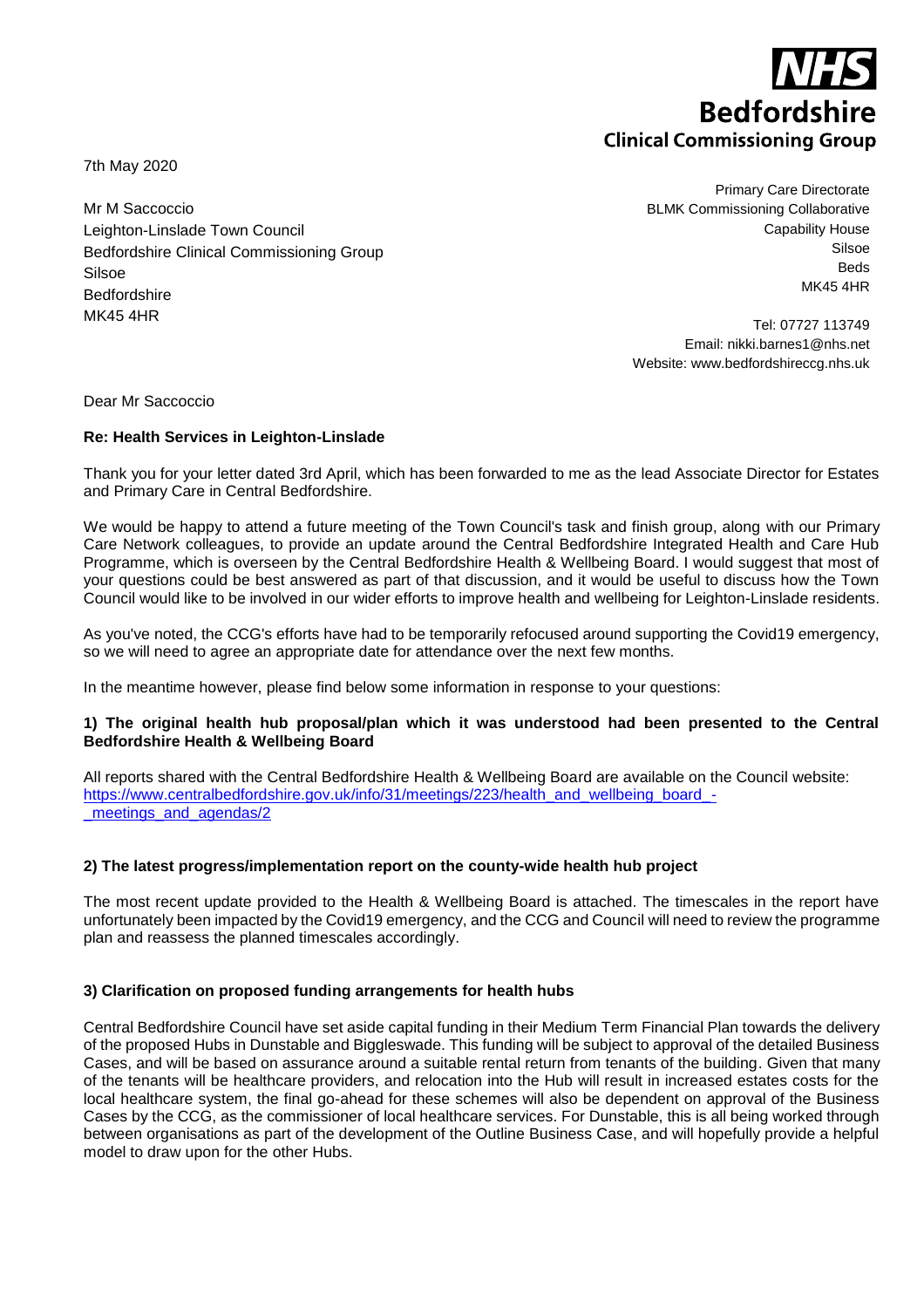NHS
**Bedfordshire**
**Clinical Commissioning Group**

7th May 2020

Mr M Saccoccio
Leighton-Linslade Town Council
Bedfordshire Clinical Commissioning Group
Silsoe
Bedfordshire
MK45 4HR

Primary Care Directorate
BLMK Commissioning Collaborative
Capability House
Silsoe
Beds
MK45 4HR

Tel: 07727 113749
Email: nikki.barnes1@nhs.net
Website: www.bedfordshireccg.nhs.uk

Dear Mr Saccoccio

**Re: Health Services in Leighton-Linslade**

Thank you for your letter dated 3rd April, which has been forwarded to me as the lead Associate Director for Estates and Primary Care in Central Bedfordshire.

We would be happy to attend a future meeting of the Town Council's task and finish group, along with our Primary Care Network colleagues, to provide an update around the Central Bedfordshire Integrated Health and Care Hub Programme, which is overseen by the Central Bedfordshire Health & Wellbeing Board. I would suggest that most of your questions could be best answered as part of that discussion, and it would be useful to discuss how the Town Council would like to be involved in our wider efforts to improve health and wellbeing for Leighton-Linslade residents.

As you've noted, the CCG's efforts have had to be temporarily refocused around supporting the Covid19 emergency, so we will need to agree an appropriate date for attendance over the next few months.

In the meantime however, please find below some information in response to your questions:

**1) The original health hub proposal/plan which it was understood had been presented to the Central Bedfordshire Health & Wellbeing Board**

All reports shared with the Central Bedfordshire Health & Wellbeing Board are available on the Council website:
https://www.centralbedfordshire.gov.uk/info/31/meetings/223/health_and_wellbeing_board_-_meetings_and_agendas/2

**2) The latest progress/implementation report on the county-wide health hub project**

The most recent update provided to the Health & Wellbeing Board is attached. The timescales in the report have unfortunately been impacted by the Covid19 emergency, and the CCG and Council will need to review the programme plan and reassess the planned timescales accordingly.

**3) Clarification on proposed funding arrangements for health hubs**

Central Bedfordshire Council have set aside capital funding in their Medium Term Financial Plan towards the delivery of the proposed Hubs in Dunstable and Biggleswade. This funding will be subject to approval of the detailed Business Cases, and will be based on assurance around a suitable rental return from tenants of the building. Given that many of the tenants will be healthcare providers, and relocation into the Hub will result in increased estates costs for the local healthcare system, the final go-ahead for these schemes will also be dependent on approval of the Business Cases by the CCG, as the commissioner of local healthcare services. For Dunstable, this is all being worked through between organisations as part of the development of the Outline Business Case, and will hopefully provide a helpful model to draw upon for the other Hubs.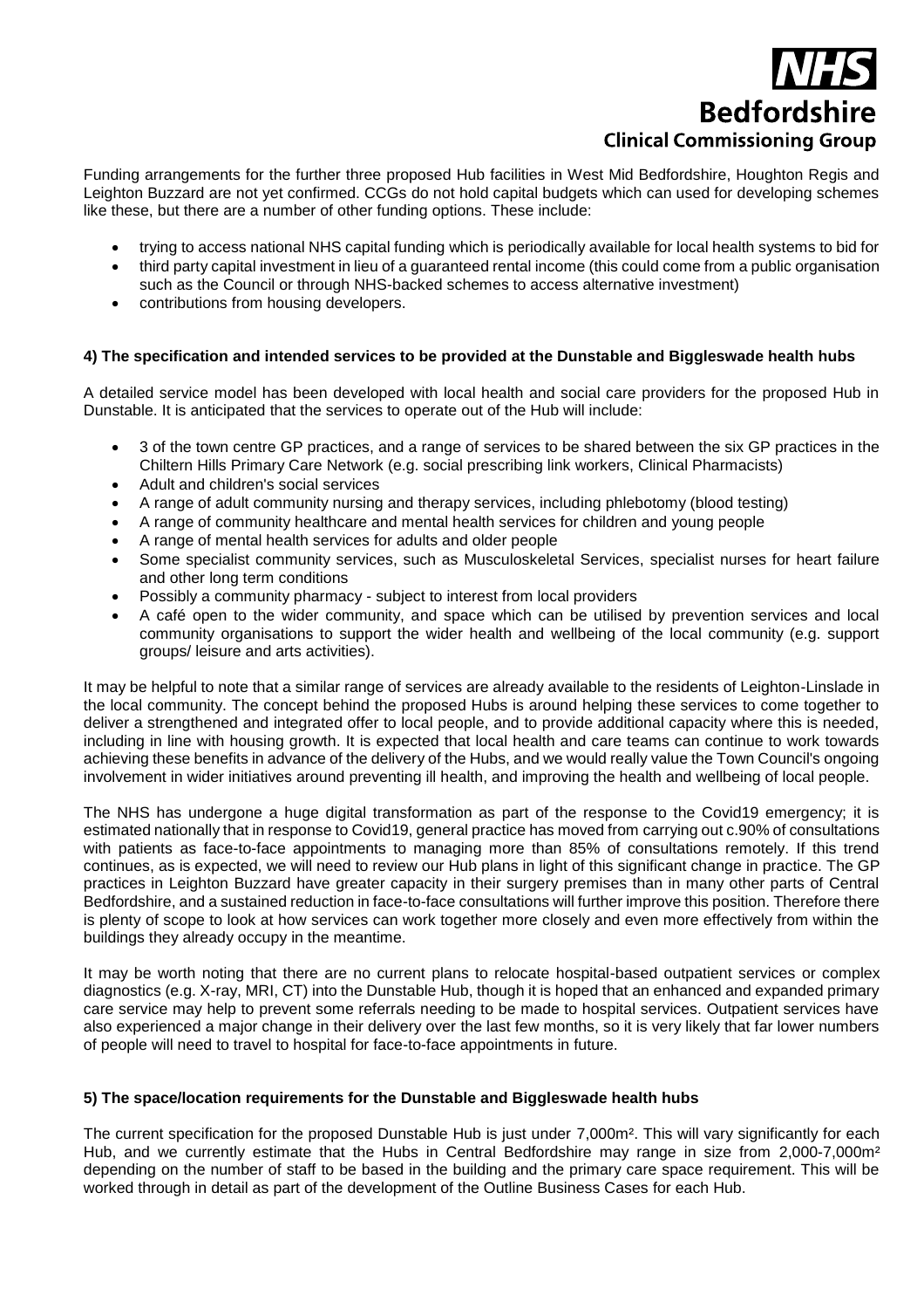Funding arrangements for the further three proposed Hub facilities in West Mid Bedfordshire, Houghton Regis and Leighton Buzzard are not yet confirmed. CCGs do not hold capital budgets which can used for developing schemes like these, but there are a number of other funding options. These include:

- trying to access national NHS capital funding which is periodically available for local health systems to bid for
- third party capital investment in lieu of a guaranteed rental income (this could come from a public organisation such as the Council or through NHS-backed schemes to access alternative investment)
- contributions from housing developers.

**4) The specification and intended services to be provided at the Dunstable and Biggleswade health hubs**

A detailed service model has been developed with local health and social care providers for the proposed Hub in Dunstable. It is anticipated that the services to operate out of the Hub will include:

- 3 of the town centre GP practices, and a range of services to be shared between the six GP practices in the Chiltern Hills Primary Care Network (e.g. social prescribing link workers, Clinical Pharmacists)
- Adult and children's social services
- A range of adult community nursing and therapy services, including phlebotomy (blood testing)
- A range of community healthcare and mental health services for children and young people
- A range of mental health services for adults and older people
- Some specialist community services, such as Musculoskeletal Services, specialist nurses for heart failure and other long term conditions
- Possibly a community pharmacy - subject to interest from local providers
- A café open to the wider community, and space which can be utilised by prevention services and local community organisations to support the wider health and wellbeing of the local community (e.g. support groups/ leisure and arts activities).

It may be helpful to note that a similar range of services are already available to the residents of Leighton-Linslade in the local community. The concept behind the proposed Hubs is around helping these services to come together to deliver a strengthened and integrated offer to local people, and to provide additional capacity where this is needed, including in line with housing growth. It is expected that local health and care teams can continue to work towards achieving these benefits in advance of the delivery of the Hubs, and we would really value the Town Council's ongoing involvement in wider initiatives around preventing ill health, and improving the health and wellbeing of local people.

The NHS has undergone a huge digital transformation as part of the response to the Covid19 emergency; it is estimated nationally that in response to Covid19, general practice has moved from carrying out c.90% of consultations with patients as face-to-face appointments to managing more than 85% of consultations remotely. If this trend continues, as is expected, we will need to review our Hub plans in light of this significant change in practice. The GP practices in Leighton Buzzard have greater capacity in their surgery premises than in many other parts of Central Bedfordshire, and a sustained reduction in face-to-face consultations will further improve this position. Therefore there is plenty of scope to look at how services can work together more closely and even more effectively from within the buildings they already occupy in the meantime.

It may be worth noting that there are no current plans to relocate hospital-based outpatient services or complex diagnostics (e.g. X-ray, MRI, CT) into the Dunstable Hub, though it is hoped that an enhanced and expanded primary care service may help to prevent some referrals needing to be made to hospital services. Outpatient services have also experienced a major change in their delivery over the last few months, so it is very likely that far lower numbers of people will need to travel to hospital for face-to-face appointments in future.

**5) The space/location requirements for the Dunstable and Biggleswade health hubs**

The current specification for the proposed Dunstable Hub is just under 7,000m². This will vary significantly for each Hub, and we currently estimate that the Hubs in Central Bedfordshire may range in size from 2,000-7,000m² depending on the number of staff to be based in the building and the primary care space requirement. This will be worked through in detail as part of the development of the Outline Business Cases for each Hub.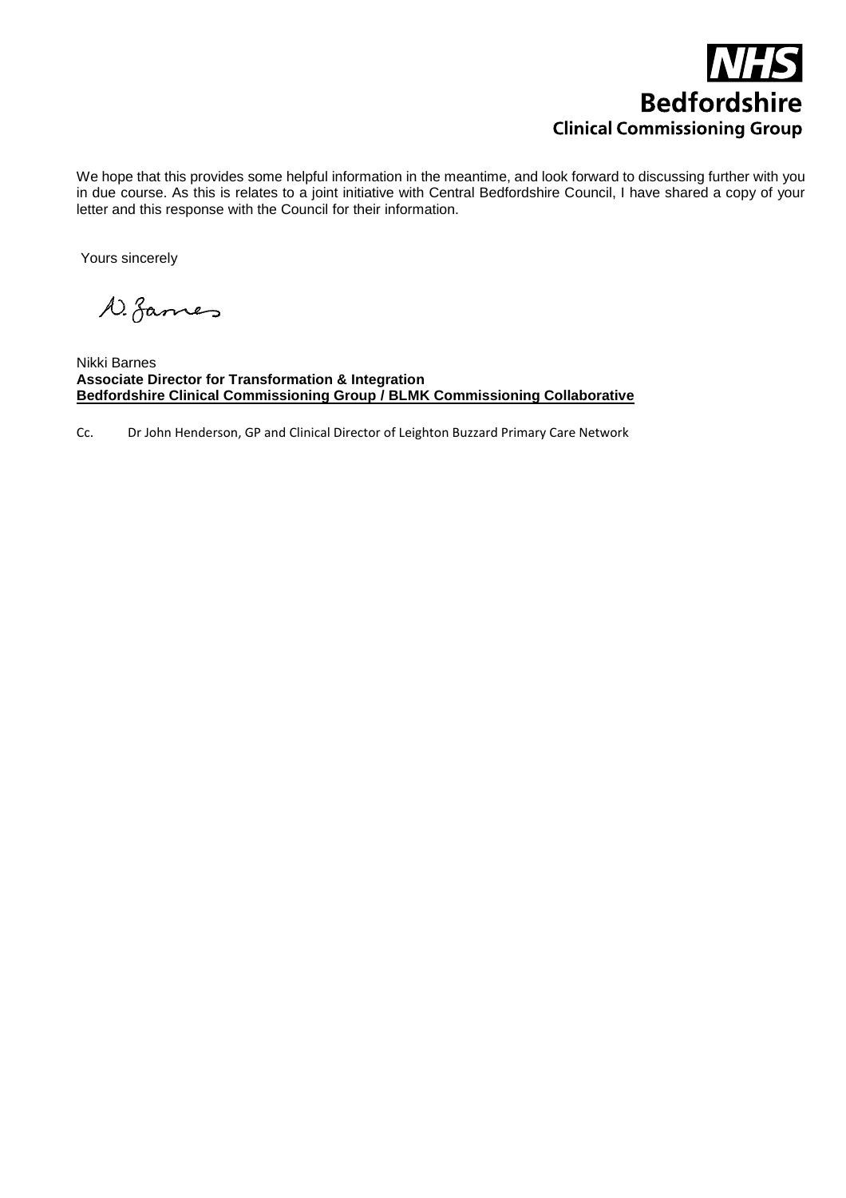We hope that this provides some helpful information in the meantime, and look forward to discussing further with you in due course. As this is relates to a joint initiative with Central Bedfordshire Council, I have shared a copy of your letter and this response with the Council for their information.

Yours sincerely

Nikki Barnes
**Associate Director for Transformation & Integration**
**Bedfordshire Clinical Commissioning Group / BLMK Commissioning Collaborative**

Cc. Dr John Henderson, GP and Clinical Director of Leighton Buzzard Primary Care Network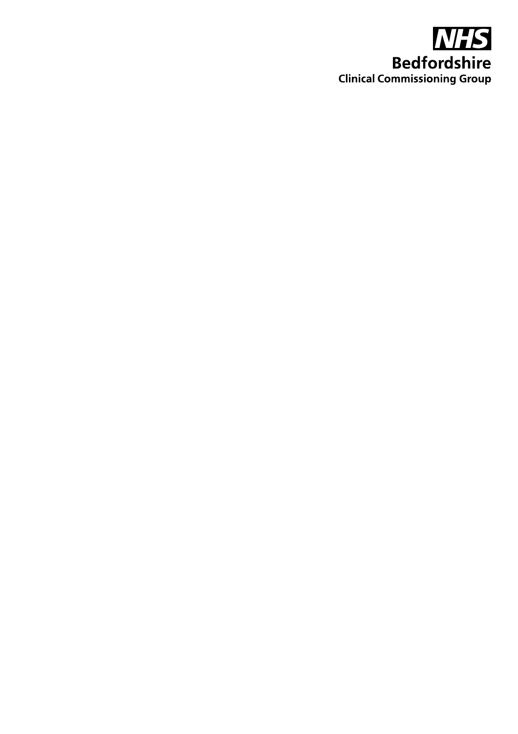NHS

Bedfordshire
Clinical Commissioning Group